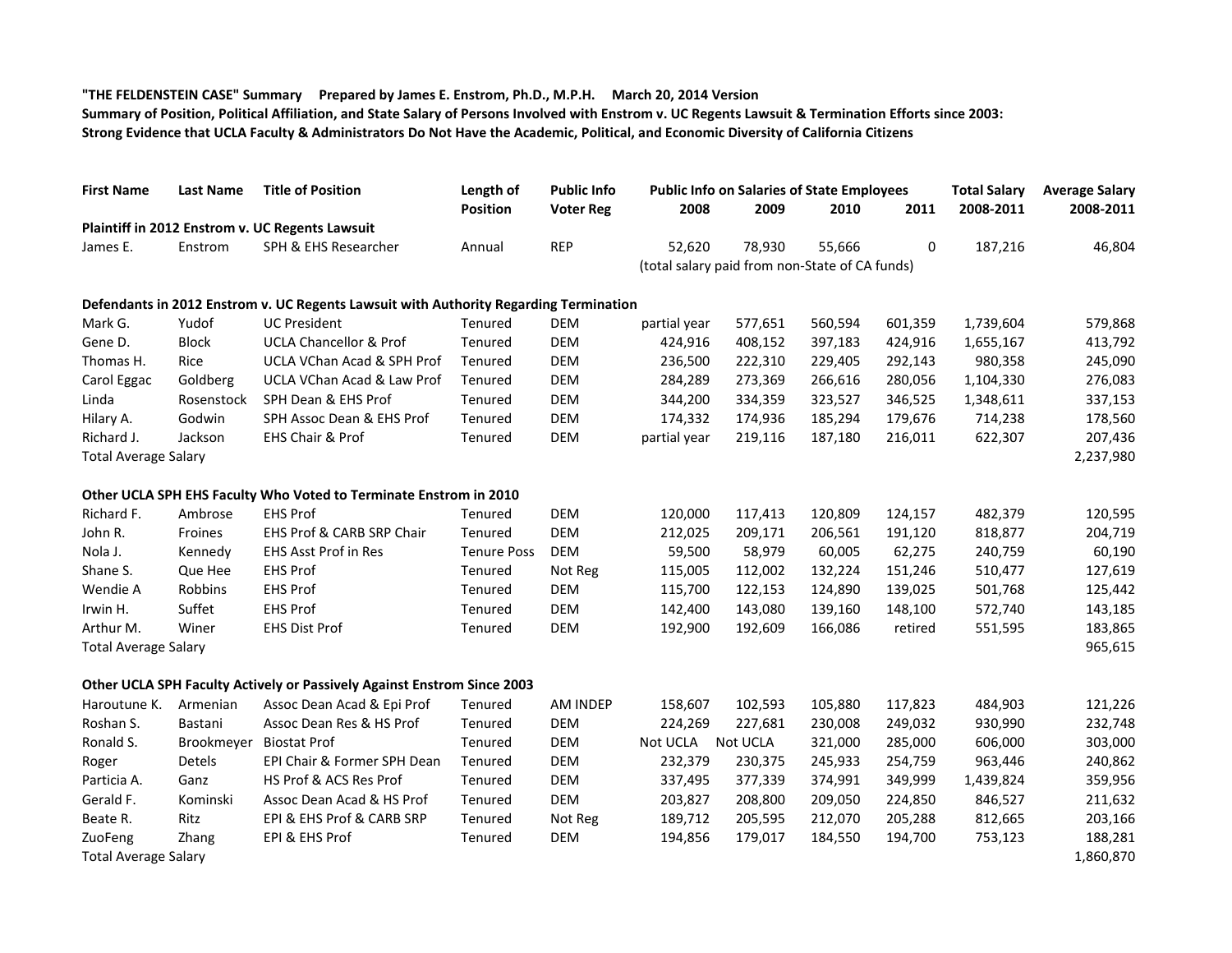**"THE FELDENSTEIN CASE" Summary Prepared by James E. Enstrom, Ph.D., M.P.H. March 20, 2014 Version**

**Summary of Position, Political Affiliation, and State Salary of Persons Involved with Enstrom v. UC Regents Lawsuit & Termination Efforts since 2003:**

**Strong Evidence that UCLA Faculty & Administrators Do Not Have the Academic, Political, and Economic Diversity of California Citizens**

| First Name | Last Name | Title of Position | Length of Position | Public Info Voter Reg | Public Info on Salaries of State Employees 2008 | 2009 | 2010 | 2011 | Total Salary 2008-2011 | Average Salary 2008-2011 |
|---|---|---|---|---|---|---|---|---|---|---|
| **Plaintiff in 2012 Enstrom v. UC Regents Lawsuit** | | | | | | | | | | |
| James E. | Enstrom | SPH & EHS Researcher | Annual | REP | 52,620 | 78,930 | 55,666 | 0 | 187,216 | 46,804 |
| | | | | | (total salary paid from non-State of CA funds) | | | | | |
| **Defendants in 2012 Enstrom v. UC Regents Lawsuit with Authority Regarding Termination** | | | | | | | | | | |
| Mark G. | Yudof | UC President | Tenured | DEM | partial year | 577,651 | 560,594 | 601,359 | 1,739,604 | 579,868 |
| Gene D. | Block | UCLA Chancellor & Prof | Tenured | DEM | 424,916 | 408,152 | 397,183 | 424,916 | 1,655,167 | 413,792 |
| Thomas H. | Rice | UCLA VChan Acad & SPH Prof | Tenured | DEM | 236,500 | 222,310 | 229,405 | 292,143 | 980,358 | 245,090 |
| Carol Eggac | Goldberg | UCLA VChan Acad & Law Prof | Tenured | DEM | 284,289 | 273,369 | 266,616 | 280,056 | 1,104,330 | 276,083 |
| Linda | Rosenstock | SPH Dean & EHS Prof | Tenured | DEM | 344,200 | 334,359 | 323,527 | 346,525 | 1,348,611 | 337,153 |
| Hilary A. | Godwin | SPH Assoc Dean & EHS Prof | Tenured | DEM | 174,332 | 174,936 | 185,294 | 179,676 | 714,238 | 178,560 |
| Richard J. | Jackson | EHS Chair & Prof | Tenured | DEM | partial year | 219,116 | 187,180 | 216,011 | 622,307 | 207,436 |
| Total Average Salary | | | | | | | | | | 2,237,980 |
| **Other UCLA SPH EHS Faculty Who Voted to Terminate Enstrom in 2010** | | | | | | | | | | |
| Richard F. | Ambrose | EHS Prof | Tenured | DEM | 120,000 | 117,413 | 120,809 | 124,157 | 482,379 | 120,595 |
| John R. | Froines | EHS Prof & CARB SRP Chair | Tenured | DEM | 212,025 | 209,171 | 206,561 | 191,120 | 818,877 | 204,719 |
| Nola J. | Kennedy | EHS Asst Prof in Res | Tenure Poss | DEM | 59,500 | 58,979 | 60,005 | 62,275 | 240,759 | 60,190 |
| Shane S. | Que Hee | EHS Prof | Tenured | Not Reg | 115,005 | 112,002 | 132,224 | 151,246 | 510,477 | 127,619 |
| Wendie A | Robbins | EHS Prof | Tenured | DEM | 115,700 | 122,153 | 124,890 | 139,025 | 501,768 | 125,442 |
| Irwin H. | Suffet | EHS Prof | Tenured | DEM | 142,400 | 143,080 | 139,160 | 148,100 | 572,740 | 143,185 |
| Arthur M. | Winer | EHS Dist Prof | Tenured | DEM | 192,900 | 192,609 | 166,086 | retired | 551,595 | 183,865 |
| Total Average Salary | | | | | | | | | | 965,615 |
| **Other UCLA SPH Faculty Actively or Passively Against Enstrom Since 2003** | | | | | | | | | | |
| Haroutune K. | Armenian | Assoc Dean Acad & Epi Prof | Tenured | AM INDEP | 158,607 | 102,593 | 105,880 | 117,823 | 484,903 | 121,226 |
| Roshan S. | Bastani | Assoc Dean Res & HS Prof | Tenured | DEM | 224,269 | 227,681 | 230,008 | 249,032 | 930,990 | 232,748 |
| Ronald S. | Brookmeyer | Biostat Prof | Tenured | DEM | Not UCLA | Not UCLA | 321,000 | 285,000 | 606,000 | 303,000 |
| Roger | Detels | EPI Chair & Former SPH Dean | Tenured | DEM | 232,379 | 230,375 | 245,933 | 254,759 | 963,446 | 240,862 |
| Particia A. | Ganz | HS Prof & ACS Res Prof | Tenured | DEM | 337,495 | 377,339 | 374,991 | 349,999 | 1,439,824 | 359,956 |
| Gerald F. | Kominski | Assoc Dean Acad & HS Prof | Tenured | DEM | 203,827 | 208,800 | 209,050 | 224,850 | 846,527 | 211,632 |
| Beate R. | Ritz | EPI & EHS Prof & CARB SRP | Tenured | Not Reg | 189,712 | 205,595 | 212,070 | 205,288 | 812,665 | 203,166 |
| ZuoFeng | Zhang | EPI & EHS Prof | Tenured | DEM | 194,856 | 179,017 | 184,550 | 194,700 | 753,123 | 188,281 |
| Total Average Salary | | | | | | | | | | 1,860,870 |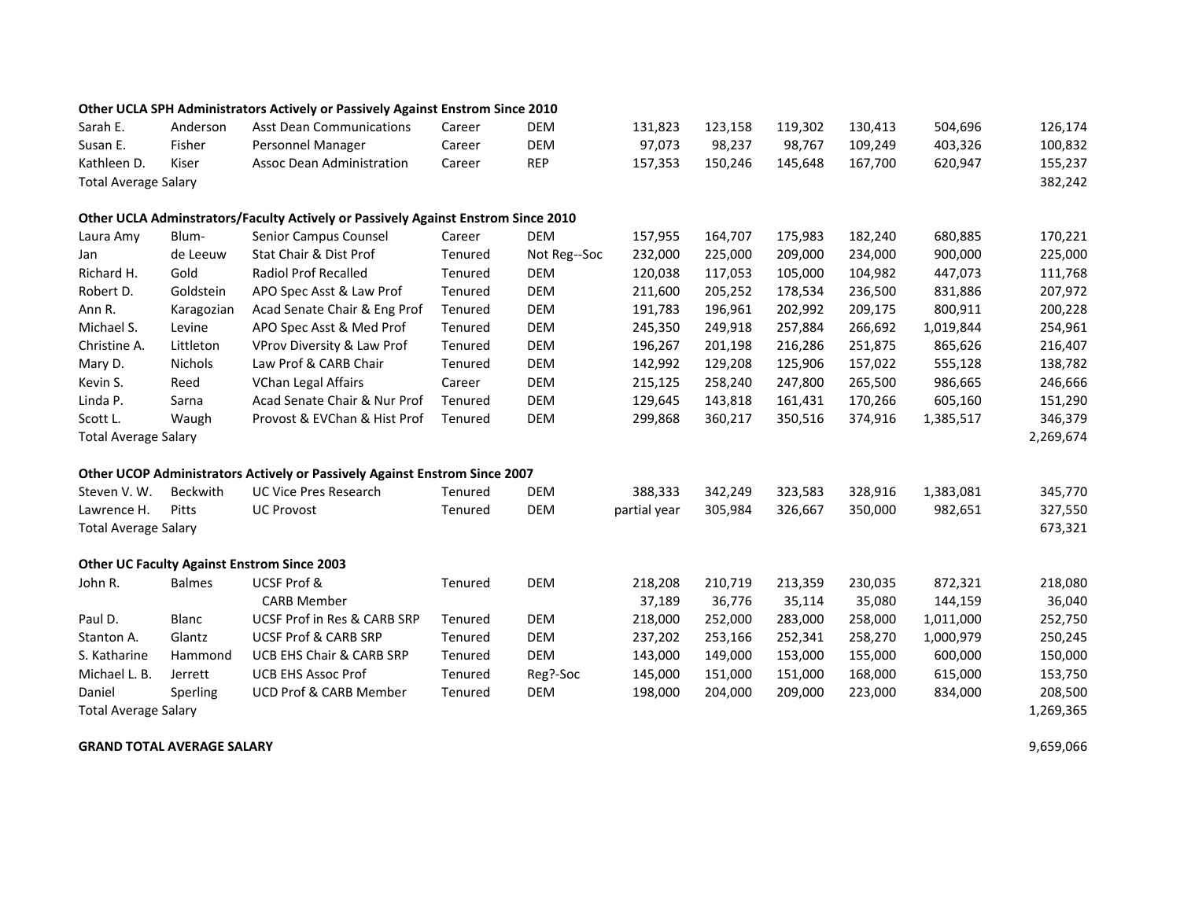| | | | | | | | | | | |
|---|---|---|---|---|---|---|---|---|---|---|
| **Other UCLA SPH Administrators Actively or Passively Against Enstrom Since 2010** | | | | | | | | | | |
| Sarah E. | Anderson | Asst Dean Communications | Career | DEM | 131,823 | 123,158 | 119,302 | 130,413 | 504,696 | 126,174 |
| Susan E. | Fisher | Personnel Manager | Career | DEM | 97,073 | 98,237 | 98,767 | 109,249 | 403,326 | 100,832 |
| Kathleen D. | Kiser | Assoc Dean Administration | Career | REP | 157,353 | 150,246 | 145,648 | 167,700 | 620,947 | 155,237 |
| Total Average Salary | | | | | | | | | | 382,242 |
| | | | | | | | | | | |
| **Other UCLA Adminstrators/Faculty Actively or Passively Against Enstrom Since 2010** | | | | | | | | | | |
| Laura Amy | Blum- | Senior Campus Counsel | Career | DEM | 157,955 | 164,707 | 175,983 | 182,240 | 680,885 | 170,221 |
| Jan | de Leeuw | Stat Chair & Dist Prof | Tenured | Not Reg--Soc | 232,000 | 225,000 | 209,000 | 234,000 | 900,000 | 225,000 |
| Richard H. | Gold | Radiol Prof Recalled | Tenured | DEM | 120,038 | 117,053 | 105,000 | 104,982 | 447,073 | 111,768 |
| Robert D. | Goldstein | APO Spec Asst & Law Prof | Tenured | DEM | 211,600 | 205,252 | 178,534 | 236,500 | 831,886 | 207,972 |
| Ann R. | Karagozian | Acad Senate Chair & Eng Prof | Tenured | DEM | 191,783 | 196,961 | 202,992 | 209,175 | 800,911 | 200,228 |
| Michael S. | Levine | APO Spec Asst & Med Prof | Tenured | DEM | 245,350 | 249,918 | 257,884 | 266,692 | 1,019,844 | 254,961 |
| Christine A. | Littleton | VProv Diversity & Law Prof | Tenured | DEM | 196,267 | 201,198 | 216,286 | 251,875 | 865,626 | 216,407 |
| Mary D. | Nichols | Law Prof & CARB Chair | Tenured | DEM | 142,992 | 129,208 | 125,906 | 157,022 | 555,128 | 138,782 |
| Kevin S. | Reed | VChan Legal Affairs | Career | DEM | 215,125 | 258,240 | 247,800 | 265,500 | 986,665 | 246,666 |
| Linda P. | Sarna | Acad Senate Chair & Nur Prof | Tenured | DEM | 129,645 | 143,818 | 161,431 | 170,266 | 605,160 | 151,290 |
| Scott L. | Waugh | Provost & EVChan & Hist Prof | Tenured | DEM | 299,868 | 360,217 | 350,516 | 374,916 | 1,385,517 | 346,379 |
| Total Average Salary | | | | | | | | | | 2,269,674 |
| | | | | | | | | | | |
| **Other UCOP Administrators Actively or Passively Against Enstrom Since 2007** | | | | | | | | | | |
| Steven V. W. | Beckwith | UC Vice Pres Research | Tenured | DEM | 388,333 | 342,249 | 323,583 | 328,916 | 1,383,081 | 345,770 |
| Lawrence H. | Pitts | UC Provost | Tenured | DEM | partial year | 305,984 | 326,667 | 350,000 | 982,651 | 327,550 |
| Total Average Salary | | | | | | | | | | 673,321 |
| | | | | | | | | | | |
| **Other UC Faculty Against Enstrom Since 2003** | | | | | | | | | | |
| John R. | Balmes | UCSF Prof & | Tenured | DEM | 218,208 | 210,719 | 213,359 | 230,035 | 872,321 | 218,080 |
| | | CARB Member | | | 37,189 | 36,776 | 35,114 | 35,080 | 144,159 | 36,040 |
| Paul D. | Blanc | UCSF Prof in Res & CARB SRP | Tenured | DEM | 218,000 | 252,000 | 283,000 | 258,000 | 1,011,000 | 252,750 |
| Stanton A. | Glantz | UCSF Prof & CARB SRP | Tenured | DEM | 237,202 | 253,166 | 252,341 | 258,270 | 1,000,979 | 250,245 |
| S. Katharine | Hammond | UCB EHS Chair & CARB SRP | Tenured | DEM | 143,000 | 149,000 | 153,000 | 155,000 | 600,000 | 150,000 |
| Michael L. B. | Jerrett | UCB EHS Assoc Prof | Tenured | Reg?-Soc | 145,000 | 151,000 | 151,000 | 168,000 | 615,000 | 153,750 |
| Daniel | Sperling | UCD Prof & CARB Member | Tenured | DEM | 198,000 | 204,000 | 209,000 | 223,000 | 834,000 | 208,500 |
| Total Average Salary | | | | | | | | | | 1,269,365 |
| | | | | | | | | | | |
| **GRAND TOTAL AVERAGE SALARY** | | | | | | | | | | 9,659,066 |